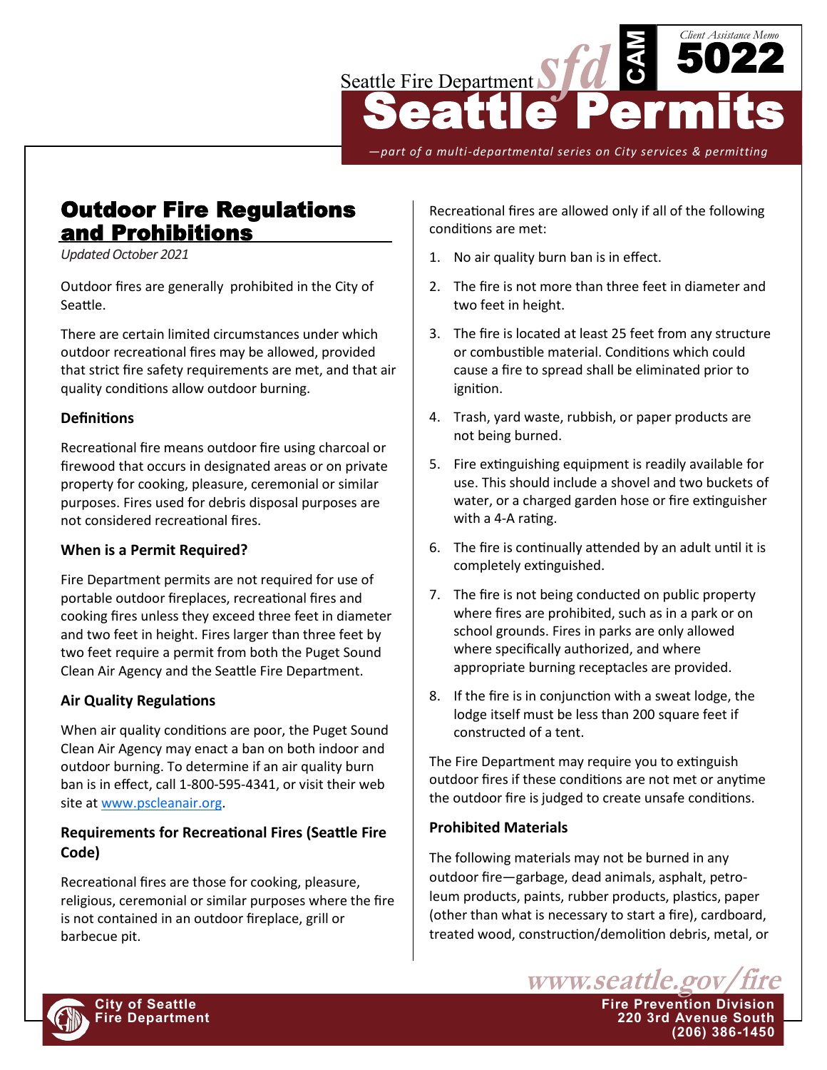Seattle Fire Department

Client Assistance Memo

CAM 5022

# Seattle Permits

*—part of a multi-departmental series on City services & permitting*

## Outdoor Fire Regulations and Prohibitions

*Updated October 2021*

Outdoor fires are generally prohibited in the City of Seattle.

There are certain limited circumstances under which outdoor recreational fires may be allowed, provided that strict fire safety requirements are met, and that air quality conditions allow outdoor burning.

### Definitions

Recreational fire means outdoor fire using charcoal or firewood that occurs in designated areas or on private property for cooking, pleasure, ceremonial or similar purposes. Fires used for debris disposal purposes are not considered recreational fires.

### When is a Permit Required?

Fire Department permits are not required for use of portable outdoor fireplaces, recreational fires and cooking fires unless they exceed three feet in diameter and two feet in height. Fires larger than three feet by two feet require a permit from both the Puget Sound Clean Air Agency and the Seattle Fire Department.

### Air Quality Regulations

When air quality conditions are poor, the Puget Sound Clean Air Agency may enact a ban on both indoor and outdoor burning. To determine if an air quality burn ban is in effect, call 1-800-595-4341, or visit their web site at www.pscleanair.org.

### Requirements for Recreational Fires (Seattle Fire Code)

Recreational fires are those for cooking, pleasure, religious, ceremonial or similar purposes where the fire is not contained in an outdoor fireplace, grill or barbecue pit.

Recreational fires are allowed only if all of the following conditions are met:

1. No air quality burn ban is in effect.
2. The fire is not more than three feet in diameter and two feet in height.
3. The fire is located at least 25 feet from any structure or combustible material. Conditions which could cause a fire to spread shall be eliminated prior to ignition.
4. Trash, yard waste, rubbish, or paper products are not being burned.
5. Fire extinguishing equipment is readily available for use. This should include a shovel and two buckets of water, or a charged garden hose or fire extinguisher with a 4-A rating.
6. The fire is continually attended by an adult until it is completely extinguished.
7. The fire is not being conducted on public property where fires are prohibited, such as in a park or on school grounds. Fires in parks are only allowed where specifically authorized, and where appropriate burning receptacles are provided.
8. If the fire is in conjunction with a sweat lodge, the lodge itself must be less than 200 square feet if constructed of a tent.

The Fire Department may require you to extinguish outdoor fires if these conditions are not met or anytime the outdoor fire is judged to create unsafe conditions.

### Prohibited Materials

The following materials may not be burned in any outdoor fire—garbage, dead animals, asphalt, petroleum products, paints, rubber products, plastics, paper (other than what is necessary to start a fire), cardboard, treated wood, construction/demolition debris, metal, or

www.seattle.gov/fire

City of Seattle Fire Department

Fire Prevention Division
220 3rd Avenue South
(206) 386-1450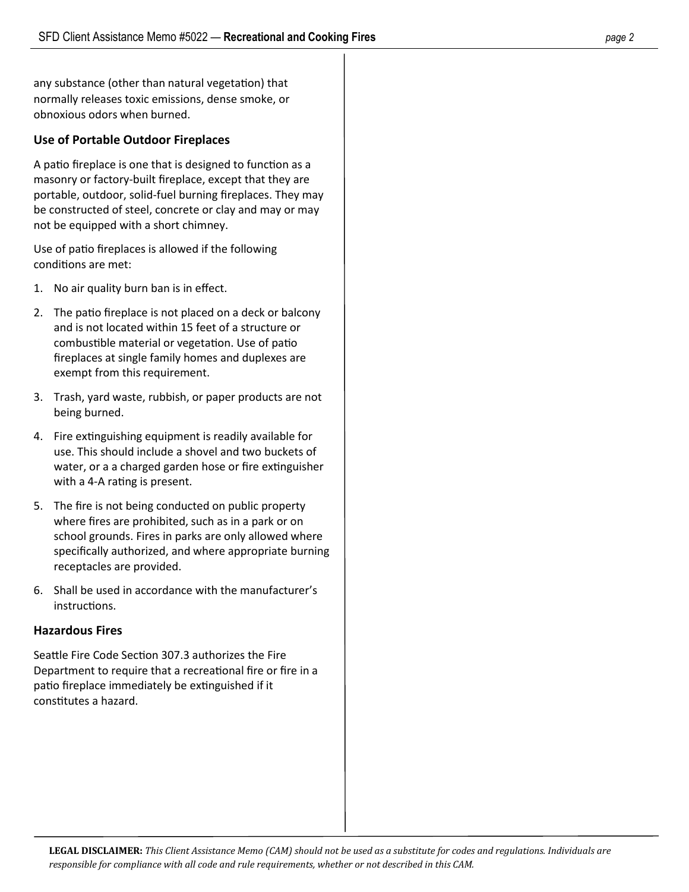any substance (other than natural vegetation) that normally releases toxic emissions, dense smoke, or obnoxious odors when burned.

### Use of Portable Outdoor Fireplaces

A patio fireplace is one that is designed to function as a masonry or factory-built fireplace, except that they are portable, outdoor, solid-fuel burning fireplaces. They may be constructed of steel, concrete or clay and may or may not be equipped with a short chimney.

Use of patio fireplaces is allowed if the following conditions are met:

1. No air quality burn ban is in effect.
2. The patio fireplace is not placed on a deck or balcony and is not located within 15 feet of a structure or combustible material or vegetation. Use of patio fireplaces at single family homes and duplexes are exempt from this requirement.
3. Trash, yard waste, rubbish, or paper products are not being burned.
4. Fire extinguishing equipment is readily available for use. This should include a shovel and two buckets of water, or a a charged garden hose or fire extinguisher with a 4-A rating is present.
5. The fire is not being conducted on public property where fires are prohibited, such as in a park or on school grounds. Fires in parks are only allowed where specifically authorized, and where appropriate burning receptacles are provided.
6. Shall be used in accordance with the manufacturer's instructions.

### Hazardous Fires

Seattle Fire Code Section 307.3 authorizes the Fire Department to require that a recreational fire or fire in a patio fireplace immediately be extinguished if it constitutes a hazard.

**LEGAL DISCLAIMER:** *This Client Assistance Memo (CAM) should not be used as a substitute for codes and regulations. Individuals are responsible for compliance with all code and rule requirements, whether or not described in this CAM.*